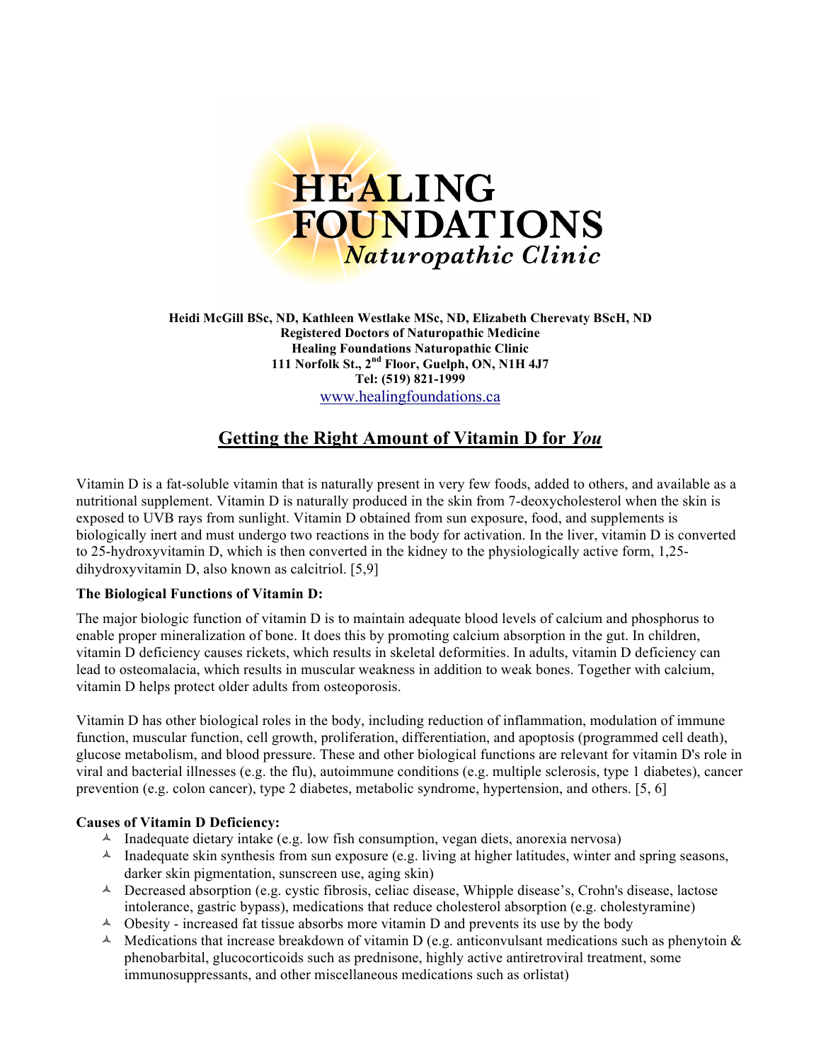# HEALING FOUNDATIONS
*Naturopathic Clinic*

**Heidi McGill BSc, ND, Kathleen Westlake MSc, ND, Elizabeth Cherevaty BScH, ND**
**Registered Doctors of Naturopathic Medicine**
**Healing Foundations Naturopathic Clinic**
**111 Norfolk St., 2nd Floor, Guelph, ON, N1H 4J7**
**Tel: (519) 821-1999**
www.healingfoundations.ca

## Getting the Right Amount of Vitamin D for *You*

Vitamin D is a fat-soluble vitamin that is naturally present in very few foods, added to others, and available as a nutritional supplement. Vitamin D is naturally produced in the skin from 7-deoxycholesterol when the skin is exposed to UVB rays from sunlight. Vitamin D obtained from sun exposure, food, and supplements is biologically inert and must undergo two reactions in the body for activation. In the liver, vitamin D is converted to 25-hydroxyvitamin D, which is then converted in the kidney to the physiologically active form, 1,25-dihydroxyvitamin D, also known as calcitriol. [5,9]

### The Biological Functions of Vitamin D:

The major biologic function of vitamin D is to maintain adequate blood levels of calcium and phosphorus to enable proper mineralization of bone. It does this by promoting calcium absorption in the gut. In children, vitamin D deficiency causes rickets, which results in skeletal deformities. In adults, vitamin D deficiency can lead to osteomalacia, which results in muscular weakness in addition to weak bones. Together with calcium, vitamin D helps protect older adults from osteoporosis.

Vitamin D has other biological roles in the body, including reduction of inflammation, modulation of immune function, muscular function, cell growth, proliferation, differentiation, and apoptosis (programmed cell death), glucose metabolism, and blood pressure. These and other biological functions are relevant for vitamin D's role in viral and bacterial illnesses (e.g. the flu), autoimmune conditions (e.g. multiple sclerosis, type 1 diabetes), cancer prevention (e.g. colon cancer), type 2 diabetes, metabolic syndrome, hypertension, and others. [5, 6]

### Causes of Vitamin D Deficiency:

- Inadequate dietary intake (e.g. low fish consumption, vegan diets, anorexia nervosa)
- Inadequate skin synthesis from sun exposure (e.g. living at higher latitudes, winter and spring seasons, darker skin pigmentation, sunscreen use, aging skin)
- Decreased absorption (e.g. cystic fibrosis, celiac disease, Whipple disease's, Crohn's disease, lactose intolerance, gastric bypass), medications that reduce cholesterol absorption (e.g. cholestyramine)
- Obesity - increased fat tissue absorbs more vitamin D and prevents its use by the body
- Medications that increase breakdown of vitamin D (e.g. anticonvulsant medications such as phenytoin & phenobarbital, glucocorticoids such as prednisone, highly active antiretroviral treatment, some immunosuppressants, and other miscellaneous medications such as orlistat)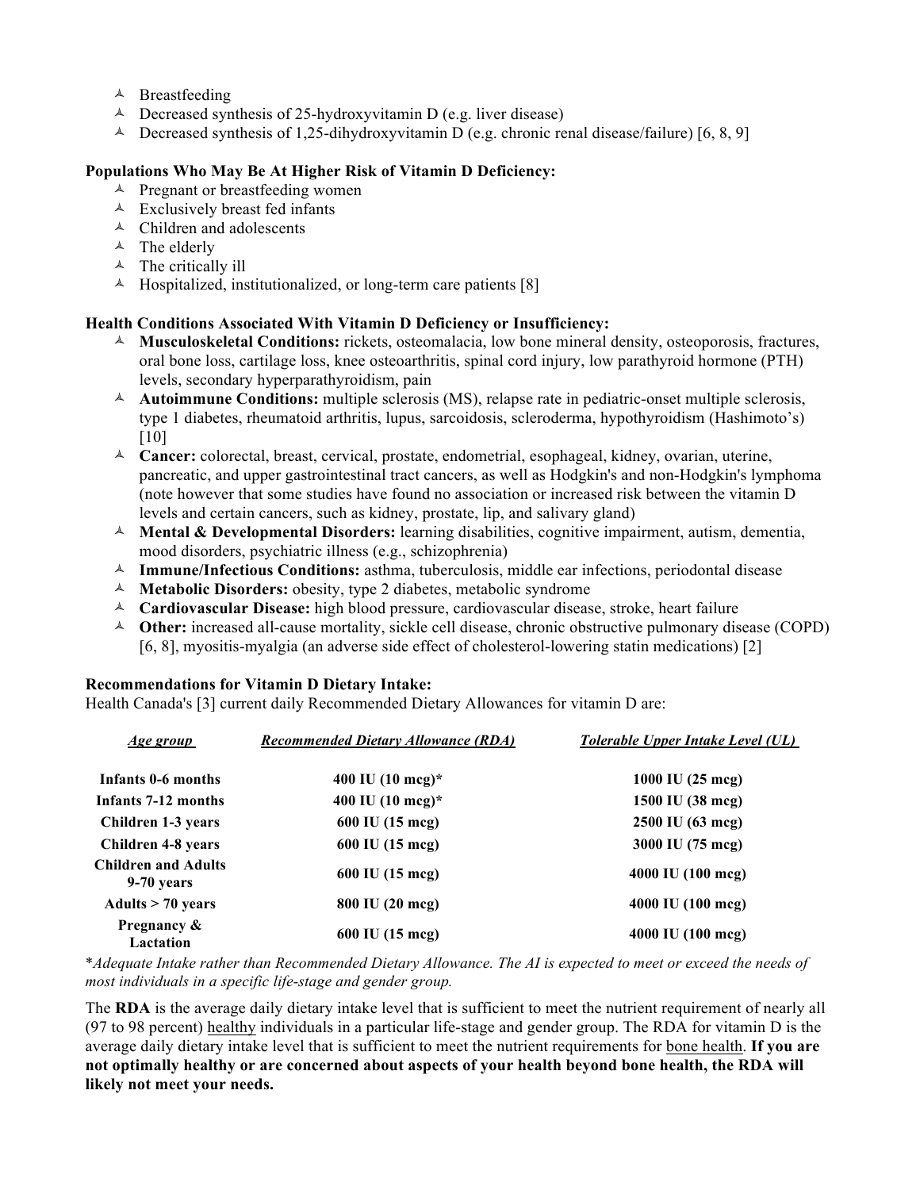- Breastfeeding
- Decreased synthesis of 25-hydroxyvitamin D (e.g. liver disease)
- Decreased synthesis of 1,25-dihydroxyvitamin D (e.g. chronic renal disease/failure) [6, 8, 9]

**Populations Who May Be At Higher Risk of Vitamin D Deficiency:**

- Pregnant or breastfeeding women
- Exclusively breast fed infants
- Children and adolescents
- The elderly
- The critically ill
- Hospitalized, institutionalized, or long-term care patients [8]

**Health Conditions Associated With Vitamin D Deficiency or Insufficiency:**

- **Musculoskeletal Conditions:** rickets, osteomalacia, low bone mineral density, osteoporosis, fractures, oral bone loss, cartilage loss, knee osteoarthritis, spinal cord injury, low parathyroid hormone (PTH) levels, secondary hyperparathyroidism, pain
- **Autoimmune Conditions:** multiple sclerosis (MS), relapse rate in pediatric-onset multiple sclerosis, type 1 diabetes, rheumatoid arthritis, lupus, sarcoidosis, scleroderma, hypothyroidism (Hashimoto's) [10]
- **Cancer:** colorectal, breast, cervical, prostate, endometrial, esophageal, kidney, ovarian, uterine, pancreatic, and upper gastrointestinal tract cancers, as well as Hodgkin's and non-Hodgkin's lymphoma (note however that some studies have found no association or increased risk between the vitamin D levels and certain cancers, such as kidney, prostate, lip, and salivary gland)
- **Mental & Developmental Disorders:** learning disabilities, cognitive impairment, autism, dementia, mood disorders, psychiatric illness (e.g., schizophrenia)
- **Immune/Infectious Conditions:** asthma, tuberculosis, middle ear infections, periodontal disease
- **Metabolic Disorders:** obesity, type 2 diabetes, metabolic syndrome
- **Cardiovascular Disease:** high blood pressure, cardiovascular disease, stroke, heart failure
- **Other:** increased all-cause mortality, sickle cell disease, chronic obstructive pulmonary disease (COPD) [6, 8], myositis-myalgia (an adverse side effect of cholesterol-lowering statin medications) [2]

**Recommendations for Vitamin D Dietary Intake:**

Health Canada's [3] current daily Recommended Dietary Allowances for vitamin D are:

| *Age group* | *Recommended Dietary Allowance (RDA)* | *Tolerable Upper Intake Level (UL)* |
|---|---|---|
| **Infants 0-6 months** | **400 IU (10 mcg)*** | **1000 IU (25 mcg)** |
| **Infants 7-12 months** | **400 IU (10 mcg)*** | **1500 IU (38 mcg)** |
| **Children 1-3 years** | **600 IU (15 mcg)** | **2500 IU (63 mcg)** |
| **Children 4-8 years** | **600 IU (15 mcg)** | **3000 IU (75 mcg)** |
| **Children and Adults 9-70 years** | **600 IU (15 mcg)** | **4000 IU (100 mcg)** |
| **Adults > 70 years** | **800 IU (20 mcg)** | **4000 IU (100 mcg)** |
| **Pregnancy & Lactation** | **600 IU (15 mcg)** | **4000 IU (100 mcg)** |

**Adequate Intake rather than Recommended Dietary Allowance. The AI is expected to meet or exceed the needs of most individuals in a specific life-stage and gender group.*

The **RDA** is the average daily dietary intake level that is sufficient to meet the nutrient requirement of nearly all (97 to 98 percent) healthy individuals in a particular life-stage and gender group. The RDA for vitamin D is the average daily dietary intake level that is sufficient to meet the nutrient requirements for bone health. **If you are not optimally healthy or are concerned about aspects of your health beyond bone health, the RDA will likely not meet your needs.**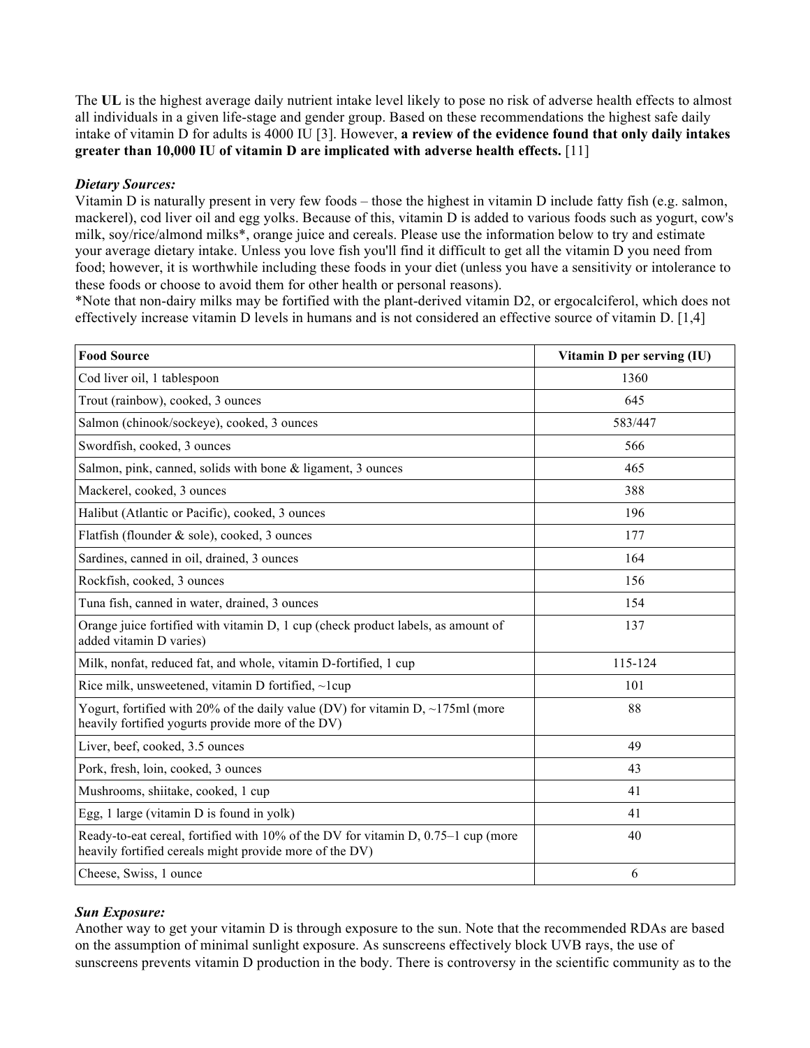The **UL** is the highest average daily nutrient intake level likely to pose no risk of adverse health effects to almost all individuals in a given life-stage and gender group. Based on these recommendations the highest safe daily intake of vitamin D for adults is 4000 IU [3]. However, **a review of the evidence found that only daily intakes greater than 10,000 IU of vitamin D are implicated with adverse health effects.** [11]

***Dietary Sources:***

Vitamin D is naturally present in very few foods – those the highest in vitamin D include fatty fish (e.g. salmon, mackerel), cod liver oil and egg yolks. Because of this, vitamin D is added to various foods such as yogurt, cow's milk, soy/rice/almond milks*, orange juice and cereals. Please use the information below to try and estimate your average dietary intake. Unless you love fish you'll find it difficult to get all the vitamin D you need from food; however, it is worthwhile including these foods in your diet (unless you have a sensitivity or intolerance to these foods or choose to avoid them for other health or personal reasons).

*Note that non-dairy milks may be fortified with the plant-derived vitamin D2, or ergocalciferol, which does not effectively increase vitamin D levels in humans and is not considered an effective source of vitamin D. [1,4]

| **Food Source** | **Vitamin D per serving (IU)** |
| --- | --- |
| Cod liver oil, 1 tablespoon | 1360 |
| Trout (rainbow), cooked, 3 ounces | 645 |
| Salmon (chinook/sockeye), cooked, 3 ounces | 583/447 |
| Swordfish, cooked, 3 ounces | 566 |
| Salmon, pink, canned, solids with bone & ligament, 3 ounces | 465 |
| Mackerel, cooked, 3 ounces | 388 |
| Halibut (Atlantic or Pacific), cooked, 3 ounces | 196 |
| Flatfish (flounder & sole), cooked, 3 ounces | 177 |
| Sardines, canned in oil, drained, 3 ounces | 164 |
| Rockfish, cooked, 3 ounces | 156 |
| Tuna fish, canned in water, drained, 3 ounces | 154 |
| Orange juice fortified with vitamin D, 1 cup (check product labels, as amount of added vitamin D varies) | 137 |
| Milk, nonfat, reduced fat, and whole, vitamin D-fortified, 1 cup | 115-124 |
| Rice milk, unsweetened, vitamin D fortified, ~1cup | 101 |
| Yogurt, fortified with 20% of the daily value (DV) for vitamin D, ~175ml (more heavily fortified yogurts provide more of the DV) | 88 |
| Liver, beef, cooked, 3.5 ounces | 49 |
| Pork, fresh, loin, cooked, 3 ounces | 43 |
| Mushrooms, shiitake, cooked, 1 cup | 41 |
| Egg, 1 large (vitamin D is found in yolk) | 41 |
| Ready-to-eat cereal, fortified with 10% of the DV for vitamin D, 0.75–1 cup (more heavily fortified cereals might provide more of the DV) | 40 |
| Cheese, Swiss, 1 ounce | 6 |

***Sun Exposure:***

Another way to get your vitamin D is through exposure to the sun. Note that the recommended RDAs are based on the assumption of minimal sunlight exposure. As sunscreens effectively block UVB rays, the use of sunscreens prevents vitamin D production in the body. There is controversy in the scientific community as to the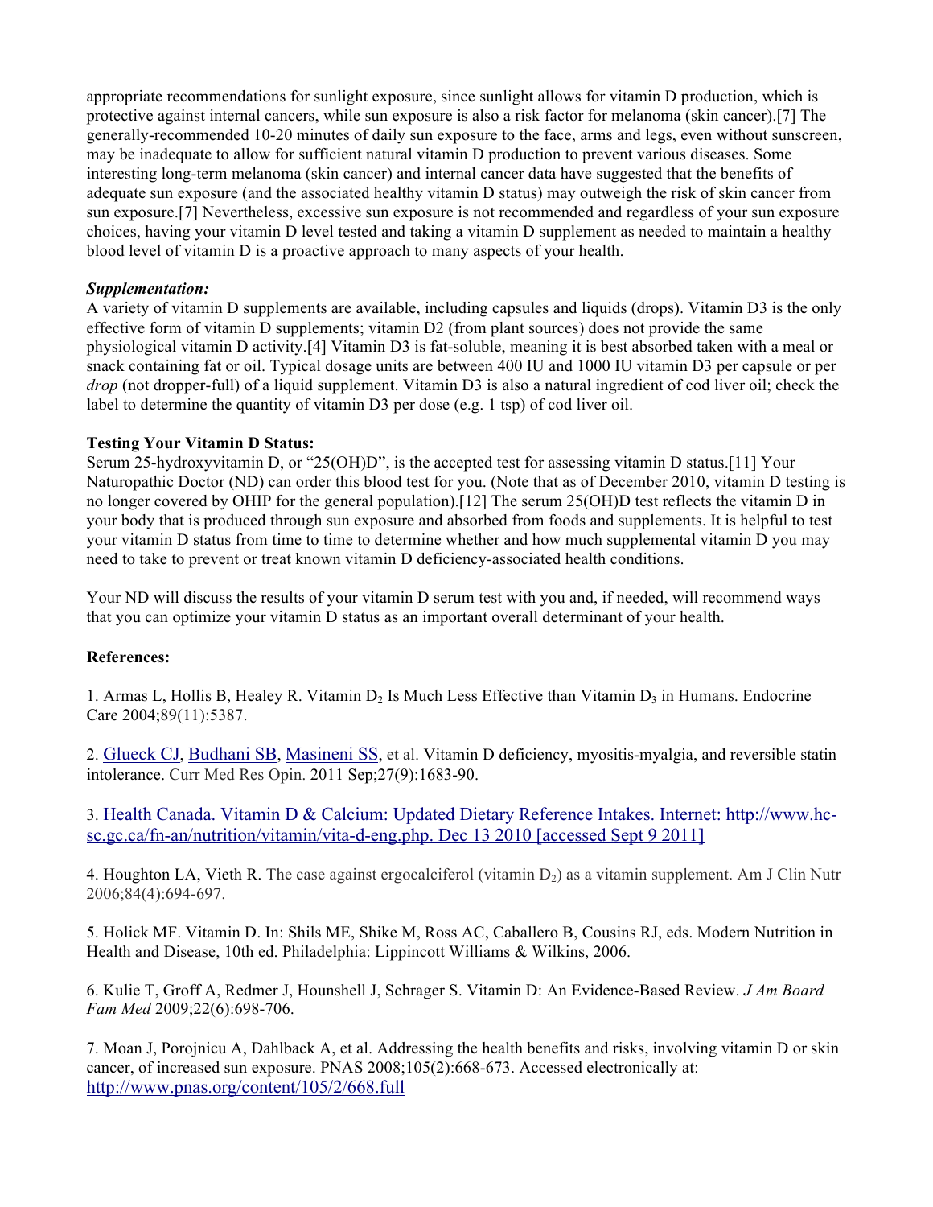appropriate recommendations for sunlight exposure, since sunlight allows for vitamin D production, which is protective against internal cancers, while sun exposure is also a risk factor for melanoma (skin cancer).[7] The generally-recommended 10-20 minutes of daily sun exposure to the face, arms and legs, even without sunscreen, may be inadequate to allow for sufficient natural vitamin D production to prevent various diseases. Some interesting long-term melanoma (skin cancer) and internal cancer data have suggested that the benefits of adequate sun exposure (and the associated healthy vitamin D status) may outweigh the risk of skin cancer from sun exposure.[7] Nevertheless, excessive sun exposure is not recommended and regardless of your sun exposure choices, having your vitamin D level tested and taking a vitamin D supplement as needed to maintain a healthy blood level of vitamin D is a proactive approach to many aspects of your health.

***Supplementation:***

A variety of vitamin D supplements are available, including capsules and liquids (drops). Vitamin D3 is the only effective form of vitamin D supplements; vitamin D2 (from plant sources) does not provide the same physiological vitamin D activity.[4] Vitamin D3 is fat-soluble, meaning it is best absorbed taken with a meal or snack containing fat or oil. Typical dosage units are between 400 IU and 1000 IU vitamin D3 per capsule or per *drop* (not dropper-full) of a liquid supplement. Vitamin D3 is also a natural ingredient of cod liver oil; check the label to determine the quantity of vitamin D3 per dose (e.g. 1 tsp) of cod liver oil.

**Testing Your Vitamin D Status:**

Serum 25-hydroxyvitamin D, or "25(OH)D", is the accepted test for assessing vitamin D status.[11] Your Naturopathic Doctor (ND) can order this blood test for you. (Note that as of December 2010, vitamin D testing is no longer covered by OHIP for the general population).[12] The serum 25(OH)D test reflects the vitamin D in your body that is produced through sun exposure and absorbed from foods and supplements. It is helpful to test your vitamin D status from time to time to determine whether and how much supplemental vitamin D you may need to take to prevent or treat known vitamin D deficiency-associated health conditions.

Your ND will discuss the results of your vitamin D serum test with you and, if needed, will recommend ways that you can optimize your vitamin D status as an important overall determinant of your health.

**References:**

1. Armas L, Hollis B, Healey R. Vitamin $D_2$ Is Much Less Effective than Vitamin $D_3$ in Humans. Endocrine Care 2004;89(11):5387.

2. Glueck CJ, Budhani SB, Masineni SS, et al. Vitamin D deficiency, myositis-myalgia, and reversible statin intolerance. Curr Med Res Opin. 2011 Sep;27(9):1683-90.

3. Health Canada. Vitamin D & Calcium: Updated Dietary Reference Intakes. Internet: http://www.hc-sc.gc.ca/fn-an/nutrition/vitamin/vita-d-eng.php. Dec 13 2010 [accessed Sept 9 2011]

4. Houghton LA, Vieth R. The case against ergocalciferol (vitamin $D_2$) as a vitamin supplement. Am J Clin Nutr 2006;84(4):694-697.

5. Holick MF. Vitamin D. In: Shils ME, Shike M, Ross AC, Caballero B, Cousins RJ, eds. Modern Nutrition in Health and Disease, 10th ed. Philadelphia: Lippincott Williams & Wilkins, 2006.

6. Kulie T, Groff A, Redmer J, Hounshell J, Schrager S. Vitamin D: An Evidence-Based Review. *J Am Board Fam Med* 2009;22(6):698-706.

7. Moan J, Porojnicu A, Dahlback A, et al. Addressing the health benefits and risks, involving vitamin D or skin cancer, of increased sun exposure. PNAS 2008;105(2):668-673. Accessed electronically at: http://www.pnas.org/content/105/2/668.full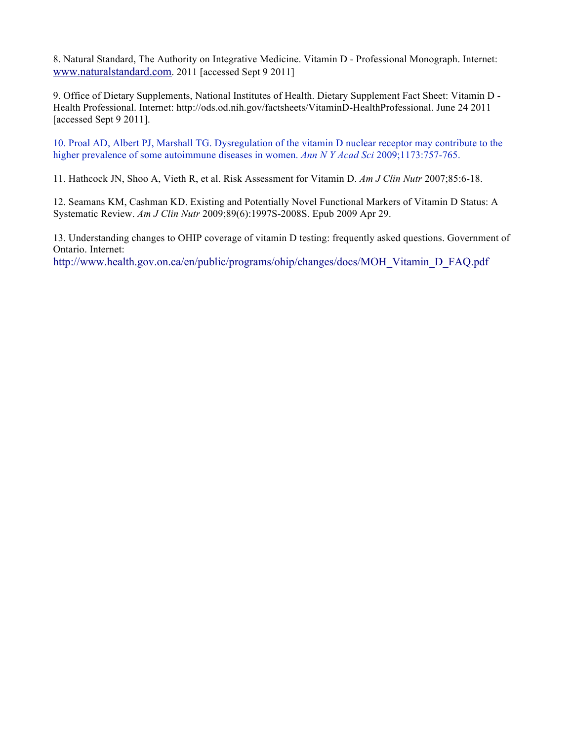8. Natural Standard, The Authority on Integrative Medicine. Vitamin D - Professional Monograph. Internet: www.naturalstandard.com. 2011 [accessed Sept 9 2011]

9. Office of Dietary Supplements, National Institutes of Health. Dietary Supplement Fact Sheet: Vitamin D - Health Professional. Internet: http://ods.od.nih.gov/factsheets/VitaminD-HealthProfessional. June 24 2011 [accessed Sept 9 2011].

10. Proal AD, Albert PJ, Marshall TG. Dysregulation of the vitamin D nuclear receptor may contribute to the higher prevalence of some autoimmune diseases in women. *Ann N Y Acad Sci* 2009;1173:757-765.

11. Hathcock JN, Shoo A, Vieth R, et al. Risk Assessment for Vitamin D. *Am J Clin Nutr* 2007;85:6-18.

12. Seamans KM, Cashman KD. Existing and Potentially Novel Functional Markers of Vitamin D Status: A Systematic Review. *Am J Clin Nutr* 2009;89(6):1997S-2008S. Epub 2009 Apr 29.

13. Understanding changes to OHIP coverage of vitamin D testing: frequently asked questions. Government of Ontario. Internet: http://www.health.gov.on.ca/en/public/programs/ohip/changes/docs/MOH_Vitamin_D_FAQ.pdf